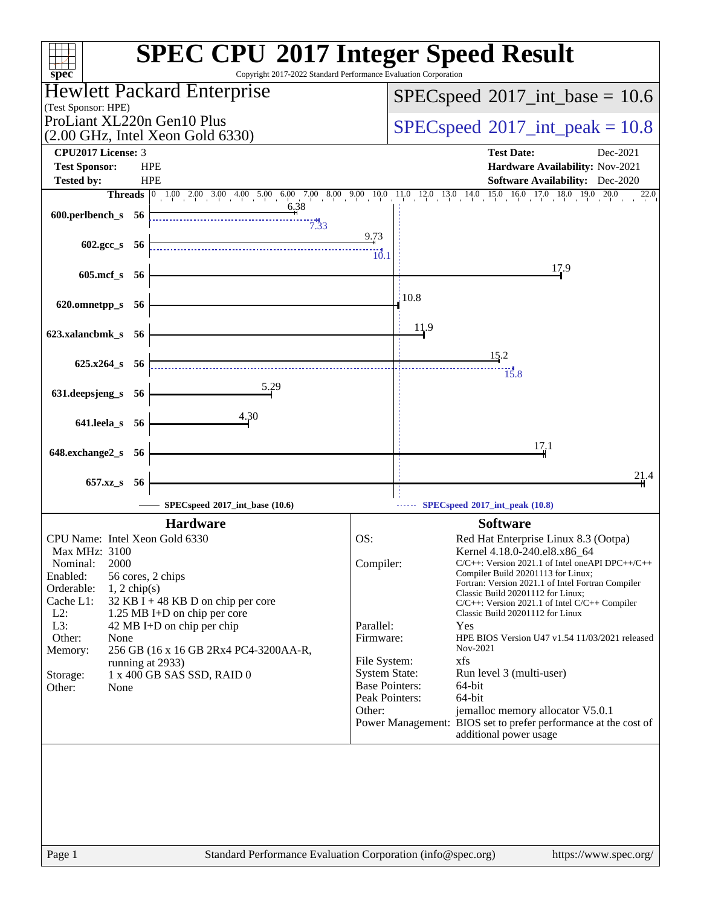# SPEC CPU 2017 Integer Speed Result

Copyright 2017-2022 Standard Performance Evaluation Corporation

**Hewlett Packard Enterprise**
(Test Sponsor: HPE)

ProLiant XL220n Gen10 Plus
(2.00 GHz, Intel Xeon Gold 6330)

SPECspeed 2017_int_base = 10.6

SPECspeed 2017_int_peak = 10.8

| | | | |
|---|---|---|---|
| **CPU2017 License:** | 3 | **Test Date:** | Dec-2021 |
| **Test Sponsor:** | HPE | **Hardware Availability:** | Nov-2021 |
| **Tested by:** | HPE | **Software Availability:** | Dec-2020 |

| Benchmark | Threads | Base | Peak |
|---|---|---|---|
| 600.perlbench_s | 56 | 6.38 | 7.33 |
| 602.gcc_s | 56 | 9.73 | 10.1 |
| 605.mcf_s | 56 | 17.9 | |
| 620.omnetpp_s | 56 | 10.8 | |
| 623.xalancbmk_s | 56 | 11.9 | |
| 625.x264_s | 56 | 15.2 | 15.8 |
| 631.deepsjeng_s | 56 | 5.29 | |
| 641.leela_s | 56 | 4.30 | |
| 648.exchange2_s | 56 | 17.1 | |
| 657.xz_s | 56 | 21.4 | |

SPECspeed 2017_int_base (10.6) — SPECspeed 2017_int_peak (10.8)

## Hardware

| | |
|---|---|
| CPU Name: | Intel Xeon Gold 6330 |
| Max MHz: | 3100 |
| Nominal: | 2000 |
| Enabled: | 56 cores, 2 chips |
| Orderable: | 1, 2 chip(s) |
| Cache L1: | 32 KB I + 48 KB D on chip per core |
| L2: | 1.25 MB I+D on chip per core |
| L3: | 42 MB I+D on chip per chip |
| Other: | None |
| Memory: | 256 GB (16 x 16 GB 2Rx4 PC4-3200AA-R, running at 2933) |
| Storage: | 1 x 400 GB SAS SSD, RAID 0 |
| Other: | None |

## Software

| | |
|---|---|
| OS: | Red Hat Enterprise Linux 8.3 (Ootpa) Kernel 4.18.0-240.el8.x86_64 |
| Compiler: | C/C++: Version 2021.1 of Intel oneAPI DPC++/C++ Compiler Build 20201113 for Linux; Fortran: Version 2021.1 of Intel Fortran Compiler Classic Build 20201112 for Linux; C/C++: Version 2021.1 of Intel C/C++ Compiler Classic Build 20201112 for Linux |
| Parallel: | Yes |
| Firmware: | HPE BIOS Version U47 v1.54 11/03/2021 released Nov-2021 |
| File System: | xfs |
| System State: | Run level 3 (multi-user) |
| Base Pointers: | 64-bit |
| Peak Pointers: | 64-bit |
| Other: | jemalloc memory allocator V5.0.1 |
| Power Management: | BIOS set to prefer performance at the cost of additional power usage |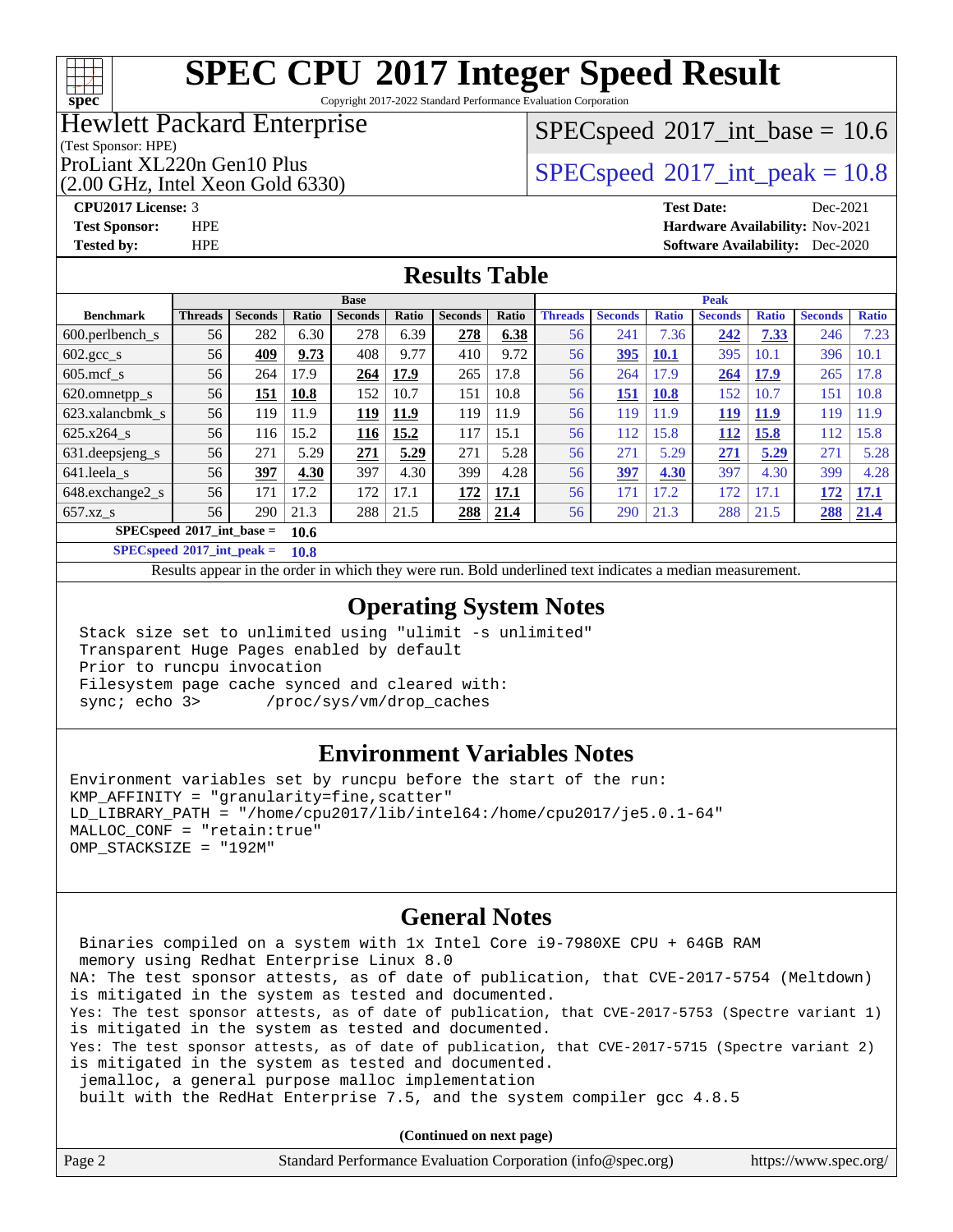# SPEC CPU 2017 Integer Speed Result

Copyright 2017-2022 Standard Performance Evaluation Corporation

**Hewlett Packard Enterprise**
(Test Sponsor: HPE)

ProLiant XL220n Gen10 Plus
(2.00 GHz, Intel Xeon Gold 6330)

SPECspeed 2017_int_base = 10.6

SPECspeed 2017_int_peak = 10.8

**CPU2017 License:** 3
**Test Sponsor:** HPE
**Tested by:** HPE

**Test Date:** Dec-2021
**Hardware Availability:** Nov-2021
**Software Availability:** Dec-2020

## Results Table

| Benchmark | Base | | | | | | | Peak | | | | | | |
|---|---|---|---|---|---|---|---|---|---|---|---|---|---|---|
| | Threads | Seconds | Ratio | Seconds | Ratio | Seconds | Ratio | Threads | Seconds | Ratio | Seconds | Ratio | Seconds | Ratio |
| 600.perlbench_s | 56 | 282 | 6.30 | 278 | 6.39 | **278** | **6.38** | 56 | 241 | 7.36 | **242** | **7.33** | 246 | 7.23 |
| 602.gcc_s | 56 | **409** | **9.73** | 408 | 9.77 | 410 | 9.72 | 56 | **395** | **10.1** | 395 | 10.1 | 396 | 10.1 |
| 605.mcf_s | 56 | 264 | 17.9 | **264** | **17.9** | 265 | 17.8 | 56 | 264 | 17.9 | **264** | **17.9** | 265 | 17.8 |
| 620.omnetpp_s | 56 | **151** | **10.8** | 152 | 10.7 | 151 | 10.8 | 56 | **151** | **10.8** | 152 | 10.7 | 151 | 10.8 |
| 623.xalancbmk_s | 56 | 119 | 11.9 | **119** | **11.9** | 119 | 11.9 | 56 | 119 | 11.9 | **119** | **11.9** | 119 | 11.9 |
| 625.x264_s | 56 | 116 | 15.2 | **116** | **15.2** | 117 | 15.1 | 56 | 112 | 15.8 | **112** | **15.8** | 112 | 15.8 |
| 631.deepsjeng_s | 56 | 271 | 5.29 | **271** | **5.29** | 271 | 5.28 | 56 | 271 | 5.29 | **271** | **5.29** | 271 | 5.28 |
| 641.leela_s | 56 | **397** | **4.30** | 397 | 4.30 | 399 | 4.28 | 56 | **397** | **4.30** | 397 | 4.30 | 399 | 4.28 |
| 648.exchange2_s | 56 | 171 | 17.2 | 172 | 17.1 | **172** | **17.1** | 56 | 171 | 17.2 | 172 | 17.1 | **172** | **17.1** |
| 657.xz_s | 56 | 290 | 21.3 | 288 | 21.5 | **288** | **21.4** | 56 | 290 | 21.3 | 288 | 21.5 | **288** | **21.4** |

**SPECspeed 2017_int_base = 10.6**

**SPECspeed 2017_int_peak = 10.8**

Results appear in the order in which they were run. Bold underlined text indicates a median measurement.

## Operating System Notes

```
Stack size set to unlimited using "ulimit -s unlimited"
Transparent Huge Pages enabled by default
Prior to runcpu invocation
Filesystem page cache synced and cleared with:
sync; echo 3>       /proc/sys/vm/drop_caches
```

## Environment Variables Notes

```
Environment variables set by runcpu before the start of the run:
KMP_AFFINITY = "granularity=fine,scatter"
LD_LIBRARY_PATH = "/home/cpu2017/lib/intel64:/home/cpu2017/je5.0.1-64"
MALLOC_CONF = "retain:true"
OMP_STACKSIZE = "192M"
```

## General Notes

```
 Binaries compiled on a system with 1x Intel Core i9-7980XE CPU + 64GB RAM
 memory using Redhat Enterprise Linux 8.0
NA: The test sponsor attests, as of date of publication, that CVE-2017-5754 (Meltdown)
is mitigated in the system as tested and documented.
Yes: The test sponsor attests, as of date of publication, that CVE-2017-5753 (Spectre variant 1)
is mitigated in the system as tested and documented.
Yes: The test sponsor attests, as of date of publication, that CVE-2017-5715 (Spectre variant 2)
is mitigated in the system as tested and documented.
 jemalloc, a general purpose malloc implementation
 built with the RedHat Enterprise 7.5, and the system compiler gcc 4.8.5
```

**(Continued on next page)**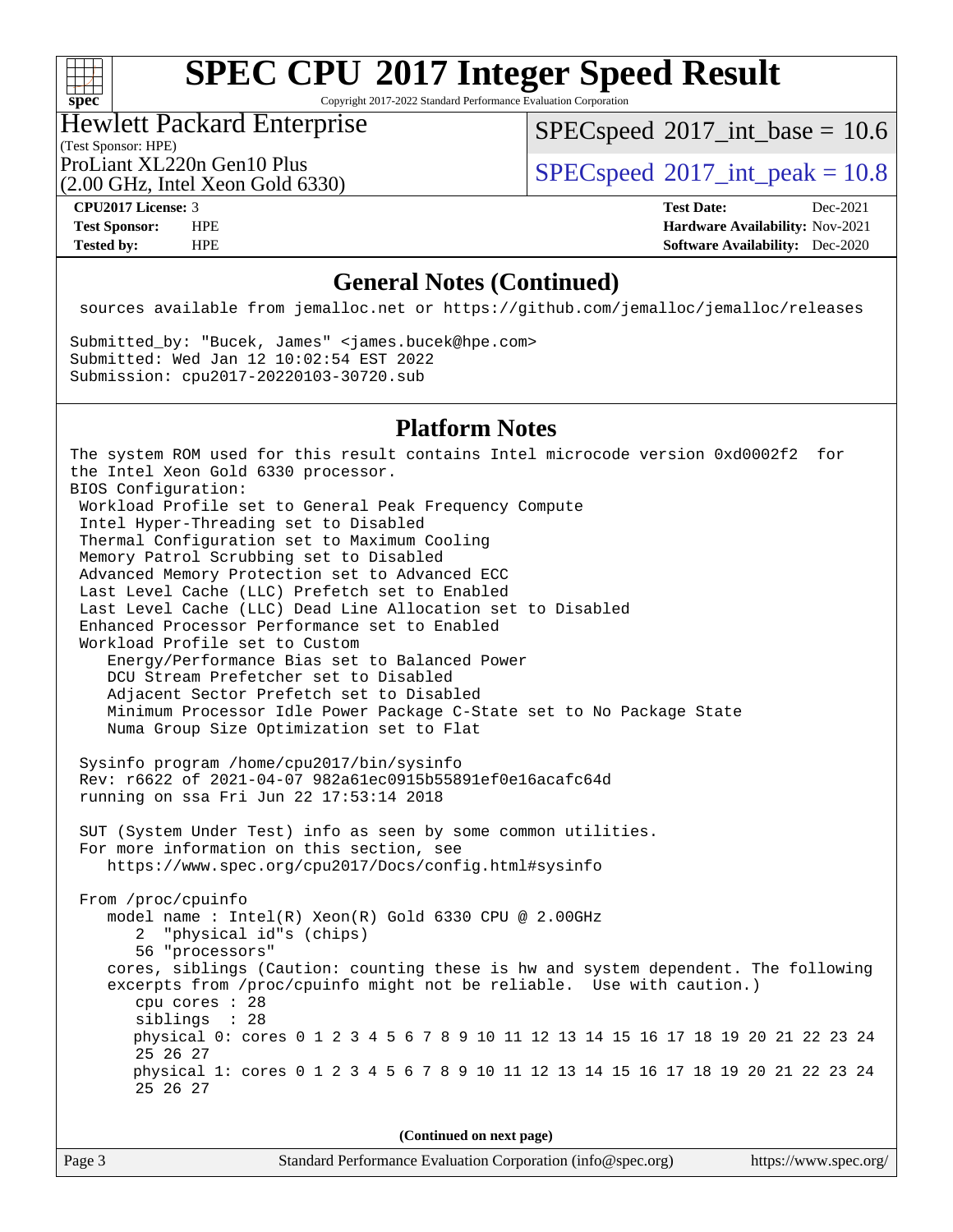## General Notes (Continued)

```
 sources available from jemalloc.net or https://github.com/jemalloc/jemalloc/releases

Submitted_by: "Bucek, James" <james.bucek@hpe.com>
Submitted: Wed Jan 12 10:02:54 EST 2022
Submission: cpu2017-20220103-30720.sub
```

## Platform Notes

```
The system ROM used for this result contains Intel microcode version 0xd0002f2  for
the Intel Xeon Gold 6330 processor.
BIOS Configuration:
 Workload Profile set to General Peak Frequency Compute
 Intel Hyper-Threading set to Disabled
 Thermal Configuration set to Maximum Cooling
 Memory Patrol Scrubbing set to Disabled
 Advanced Memory Protection set to Advanced ECC
 Last Level Cache (LLC) Prefetch set to Enabled
 Last Level Cache (LLC) Dead Line Allocation set to Disabled
 Enhanced Processor Performance set to Enabled
 Workload Profile set to Custom
    Energy/Performance Bias set to Balanced Power
    DCU Stream Prefetcher set to Disabled
    Adjacent Sector Prefetch set to Disabled
    Minimum Processor Idle Power Package C-State set to No Package State
    Numa Group Size Optimization set to Flat

 Sysinfo program /home/cpu2017/bin/sysinfo
 Rev: r6622 of 2021-04-07 982a61ec0915b55891ef0e16acafc64d
 running on ssa Fri Jun 22 17:53:14 2018

 SUT (System Under Test) info as seen by some common utilities.
 For more information on this section, see
    https://www.spec.org/cpu2017/Docs/config.html#sysinfo

 From /proc/cpuinfo
    model name : Intel(R) Xeon(R) Gold 6330 CPU @ 2.00GHz
       2  "physical id"s (chips)
       56 "processors"
    cores, siblings (Caution: counting these is hw and system dependent. The following
    excerpts from /proc/cpuinfo might not be reliable.  Use with caution.)
       cpu cores : 28
       siblings  : 28
       physical 0: cores 0 1 2 3 4 5 6 7 8 9 10 11 12 13 14 15 16 17 18 19 20 21 22 23 24
       25 26 27
       physical 1: cores 0 1 2 3 4 5 6 7 8 9 10 11 12 13 14 15 16 17 18 19 20 21 22 23 24
       25 26 27
```

(Continued on next page)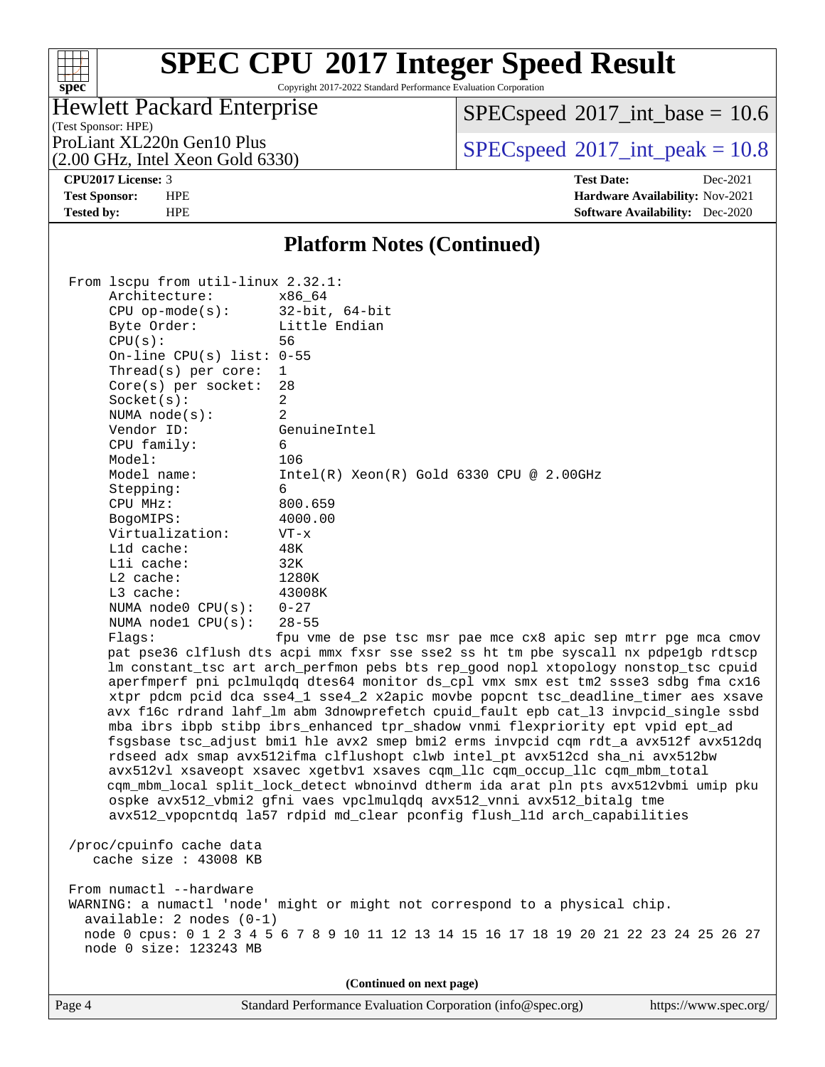# SPEC CPU 2017 Integer Speed Result

Copyright 2017-2022 Standard Performance Evaluation Corporation

**Hewlett Packard Enterprise**
(Test Sponsor: HPE)
ProLiant XL220n Gen10 Plus
(2.00 GHz, Intel Xeon Gold 6330)

SPECspeed 2017_int_base = 10.6
SPECspeed 2017_int_peak = 10.8

| | | | |
|---|---|---|---|
| **CPU2017 License:** | 3 | **Test Date:** | Dec-2021 |
| **Test Sponsor:** | HPE | **Hardware Availability:** | Nov-2021 |
| **Tested by:** | HPE | **Software Availability:** | Dec-2020 |

## Platform Notes (Continued)

```
From lscpu from util-linux 2.32.1:
     Architecture:        x86_64
     CPU op-mode(s):      32-bit, 64-bit
     Byte Order:          Little Endian
     CPU(s):              56
     On-line CPU(s) list: 0-55
     Thread(s) per core:  1
     Core(s) per socket:  28
     Socket(s):           2
     NUMA node(s):        2
     Vendor ID:           GenuineIntel
     CPU family:          6
     Model:               106
     Model name:          Intel(R) Xeon(R) Gold 6330 CPU @ 2.00GHz
     Stepping:            6
     CPU MHz:             800.659
     BogoMIPS:            4000.00
     Virtualization:      VT-x
     L1d cache:           48K
     L1i cache:           32K
     L2 cache:            1280K
     L3 cache:            43008K
     NUMA node0 CPU(s):   0-27
     NUMA node1 CPU(s):   28-55
     Flags:               fpu vme de pse tsc msr pae mce cx8 apic sep mtrr pge mca cmov
     pat pse36 clflush dts acpi mmx fxsr sse sse2 ss ht tm pbe syscall nx pdpe1gb rdtscp
     lm constant_tsc art arch_perfmon pebs bts rep_good nopl xtopology nonstop_tsc cpuid
     aperfmperf pni pclmulqdq dtes64 monitor ds_cpl vmx smx est tm2 ssse3 sdbg fma cx16
     xtpr pdcm pcid dca sse4_1 sse4_2 x2apic movbe popcnt tsc_deadline_timer aes xsave
     avx f16c rdrand lahf_lm abm 3dnowprefetch cpuid_fault epb cat_l3 invpcid_single ssbd
     mba ibrs ibpb stibp ibrs_enhanced tpr_shadow vnmi flexpriority ept vpid ept_ad
     fsgsbase tsc_adjust bmi1 hle avx2 smep bmi2 erms invpcid cqm rdt_a avx512f avx512dq
     rdseed adx smap avx512ifma clflushopt clwb intel_pt avx512cd sha_ni avx512bw
     avx512vl xsaveopt xsavec xgetbv1 xsaves cqm_llc cqm_occup_llc cqm_mbm_total
     cqm_mbm_local split_lock_detect wbnoinvd dtherm ida arat pln pts avx512vbmi umip pku
     ospke avx512_vbmi2 gfni vaes vpclmulqdq avx512_vnni avx512_bitalg tme
     avx512_vpopcntdq la57 rdpid md_clear pconfig flush_l1d arch_capabilities

 /proc/cpuinfo cache data
    cache size : 43008 KB

 From numactl --hardware
 WARNING: a numactl 'node' might or might not correspond to a physical chip.
   available: 2 nodes (0-1)
   node 0 cpus: 0 1 2 3 4 5 6 7 8 9 10 11 12 13 14 15 16 17 18 19 20 21 22 23 24 25 26 27
   node 0 size: 123243 MB
```

(Continued on next page)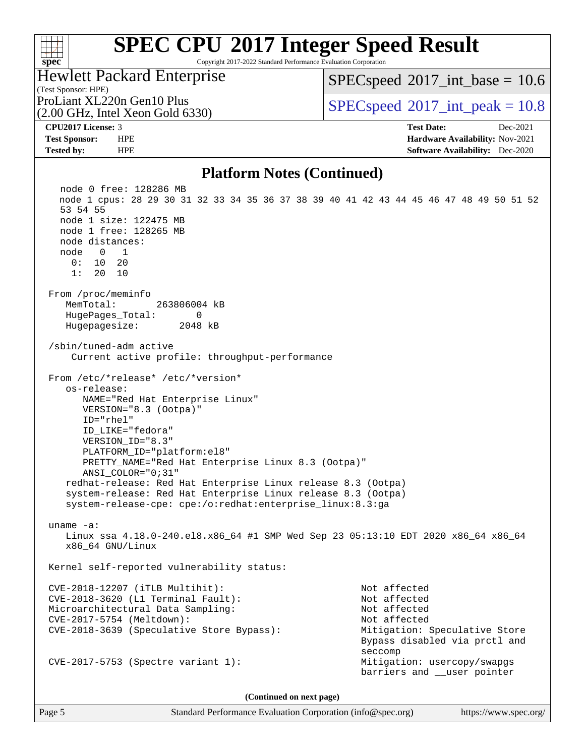## Platform Notes (Continued)

```
   node 0 free: 128286 MB
   node 1 cpus: 28 29 30 31 32 33 34 35 36 37 38 39 40 41 42 43 44 45 46 47 48 49 50 51 52
   53 54 55
   node 1 size: 122475 MB
   node 1 free: 128265 MB
   node distances:
   node   0   1
     0:  10  20
     1:  20  10

 From /proc/meminfo
    MemTotal:       263806004 kB
    HugePages_Total:       0
    Hugepagesize:       2048 kB

 /sbin/tuned-adm active
     Current active profile: throughput-performance

 From /etc/*release* /etc/*version*
    os-release:
       NAME="Red Hat Enterprise Linux"
       VERSION="8.3 (Ootpa)"
       ID="rhel"
       ID_LIKE="fedora"
       VERSION_ID="8.3"
       PLATFORM_ID="platform:el8"
       PRETTY_NAME="Red Hat Enterprise Linux 8.3 (Ootpa)"
       ANSI_COLOR="0;31"
    redhat-release: Red Hat Enterprise Linux release 8.3 (Ootpa)
    system-release: Red Hat Enterprise Linux release 8.3 (Ootpa)
    system-release-cpe: cpe:/o:redhat:enterprise_linux:8.3:ga

 uname -a:
    Linux ssa 4.18.0-240.el8.x86_64 #1 SMP Wed Sep 23 05:13:10 EDT 2020 x86_64 x86_64
    x86_64 GNU/Linux

 Kernel self-reported vulnerability status:

 CVE-2018-12207 (iTLB Multihit):                          Not affected
 CVE-2018-3620 (L1 Terminal Fault):                       Not affected
 Microarchitectural Data Sampling:                        Not affected
 CVE-2017-5754 (Meltdown):                                Not affected
 CVE-2018-3639 (Speculative Store Bypass):                Mitigation: Speculative Store
                                                          Bypass disabled via prctl and
                                                          seccomp
 CVE-2017-5753 (Spectre variant 1):                       Mitigation: usercopy/swapgs
                                                          barriers and __user pointer
```

(Continued on next page)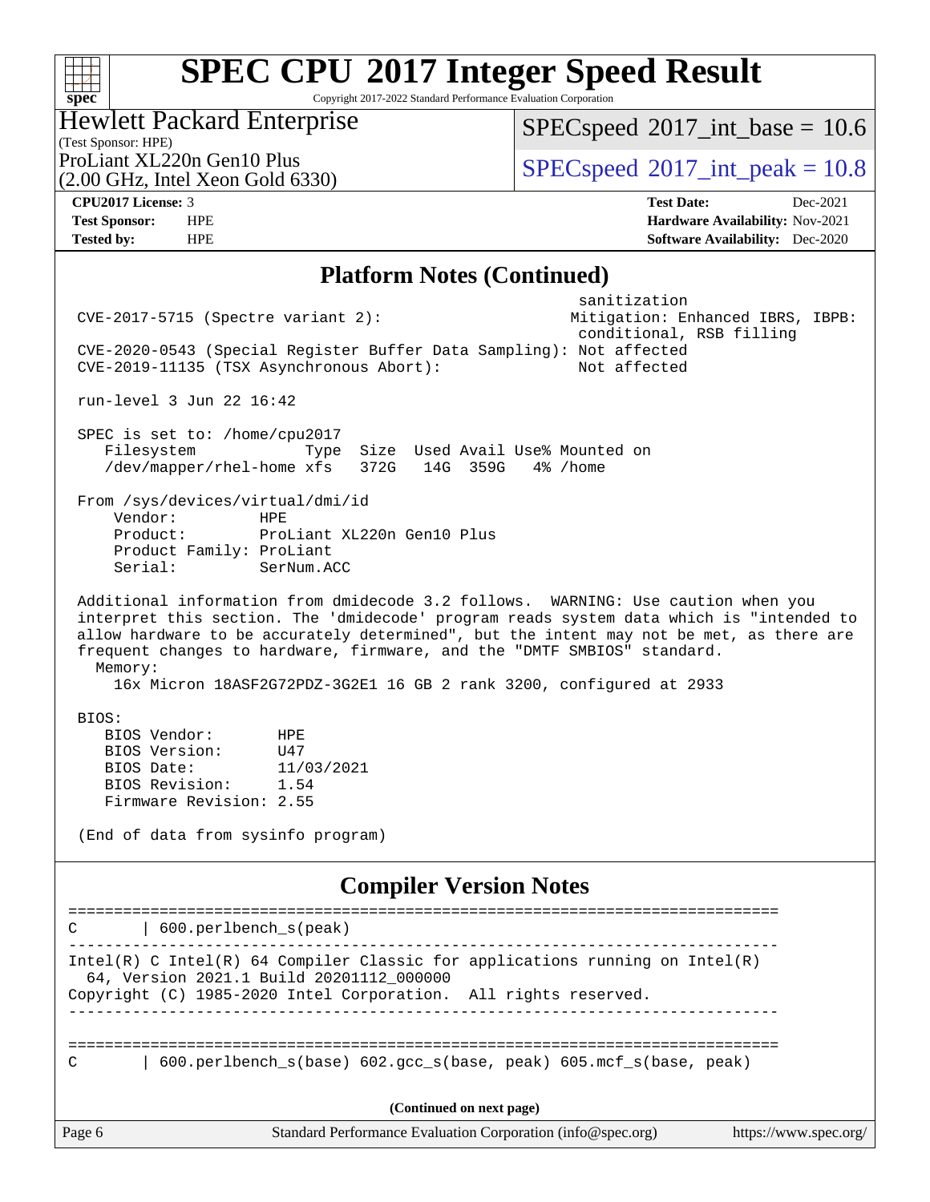## Platform Notes (Continued)

```
                                                             sanitization
 CVE-2017-5715 (Spectre variant 2):                         Mitigation: Enhanced IBRS, IBPB:
                                                             conditional, RSB filling
 CVE-2020-0543 (Special Register Buffer Data Sampling): Not affected
 CVE-2019-11135 (TSX Asynchronous Abort):                   Not affected

 run-level 3 Jun 22 16:42

 SPEC is set to: /home/cpu2017
    Filesystem             Type  Size  Used Avail Use% Mounted on
    /dev/mapper/rhel-home xfs   372G   14G  359G   4% /home

 From /sys/devices/virtual/dmi/id
     Vendor:         HPE
     Product:        ProLiant XL220n Gen10 Plus
     Product Family: ProLiant
     Serial:         SerNum.ACC

 Additional information from dmidecode 3.2 follows.  WARNING: Use caution when you
 interpret this section. The 'dmidecode' program reads system data which is "intended to
 allow hardware to be accurately determined", but the intent may not be met, as there are
 frequent changes to hardware, firmware, and the "DMTF SMBIOS" standard.
   Memory:
     16x Micron 18ASF2G72PDZ-3G2E1 16 GB 2 rank 3200, configured at 2933

 BIOS:
    BIOS Vendor:       HPE
    BIOS Version:      U47
    BIOS Date:         11/03/2021
    BIOS Revision:     1.54
    Firmware Revision: 2.55

 (End of data from sysinfo program)
```

## Compiler Version Notes

```
==============================================================================
C       | 600.perlbench_s(peak)
------------------------------------------------------------------------------
Intel(R) C Intel(R) 64 Compiler Classic for applications running on Intel(R)
  64, Version 2021.1 Build 20201112_000000
Copyright (C) 1985-2020 Intel Corporation.  All rights reserved.
------------------------------------------------------------------------------

==============================================================================
C       | 600.perlbench_s(base) 602.gcc_s(base, peak) 605.mcf_s(base, peak)
```

(Continued on next page)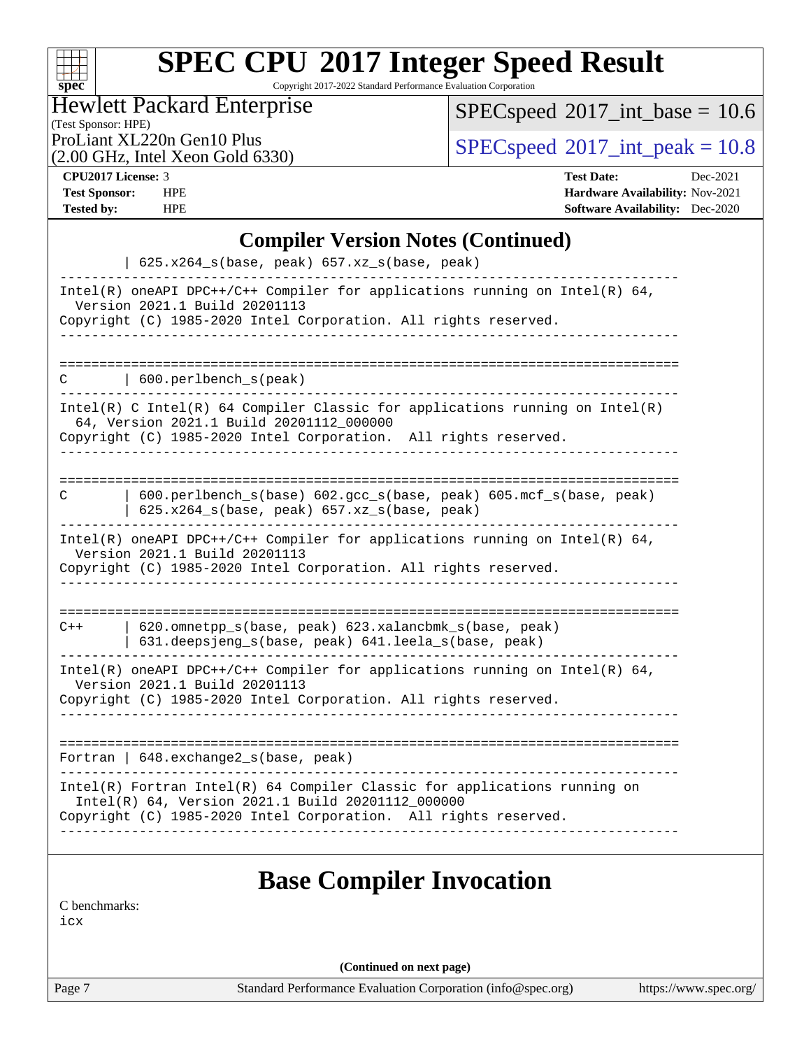## Compiler Version Notes (Continued)

```
         | 625.x264_s(base, peak) 657.xz_s(base, peak)
------------------------------------------------------------------------------
Intel(R) oneAPI DPC++/C++ Compiler for applications running on Intel(R) 64,
  Version 2021.1 Build 20201113
Copyright (C) 1985-2020 Intel Corporation. All rights reserved.
------------------------------------------------------------------------------

==============================================================================
C        | 600.perlbench_s(peak)
------------------------------------------------------------------------------
Intel(R) C Intel(R) 64 Compiler Classic for applications running on Intel(R)
  64, Version 2021.1 Build 20201112_000000
Copyright (C) 1985-2020 Intel Corporation.  All rights reserved.
------------------------------------------------------------------------------

==============================================================================
C        | 600.perlbench_s(base) 602.gcc_s(base, peak) 605.mcf_s(base, peak)
         | 625.x264_s(base, peak) 657.xz_s(base, peak)
------------------------------------------------------------------------------
Intel(R) oneAPI DPC++/C++ Compiler for applications running on Intel(R) 64,
  Version 2021.1 Build 20201113
Copyright (C) 1985-2020 Intel Corporation. All rights reserved.
------------------------------------------------------------------------------

==============================================================================
C++      | 620.omnetpp_s(base, peak) 623.xalancbmk_s(base, peak)
         | 631.deepsjeng_s(base, peak) 641.leela_s(base, peak)
------------------------------------------------------------------------------
Intel(R) oneAPI DPC++/C++ Compiler for applications running on Intel(R) 64,
  Version 2021.1 Build 20201113
Copyright (C) 1985-2020 Intel Corporation. All rights reserved.
------------------------------------------------------------------------------

==============================================================================
Fortran | 648.exchange2_s(base, peak)
------------------------------------------------------------------------------
Intel(R) Fortran Intel(R) 64 Compiler Classic for applications running on
  Intel(R) 64, Version 2021.1 Build 20201112_000000
Copyright (C) 1985-2020 Intel Corporation.  All rights reserved.
------------------------------------------------------------------------------
```

## Base Compiler Invocation

C benchmarks:
icx

(Continued on next page)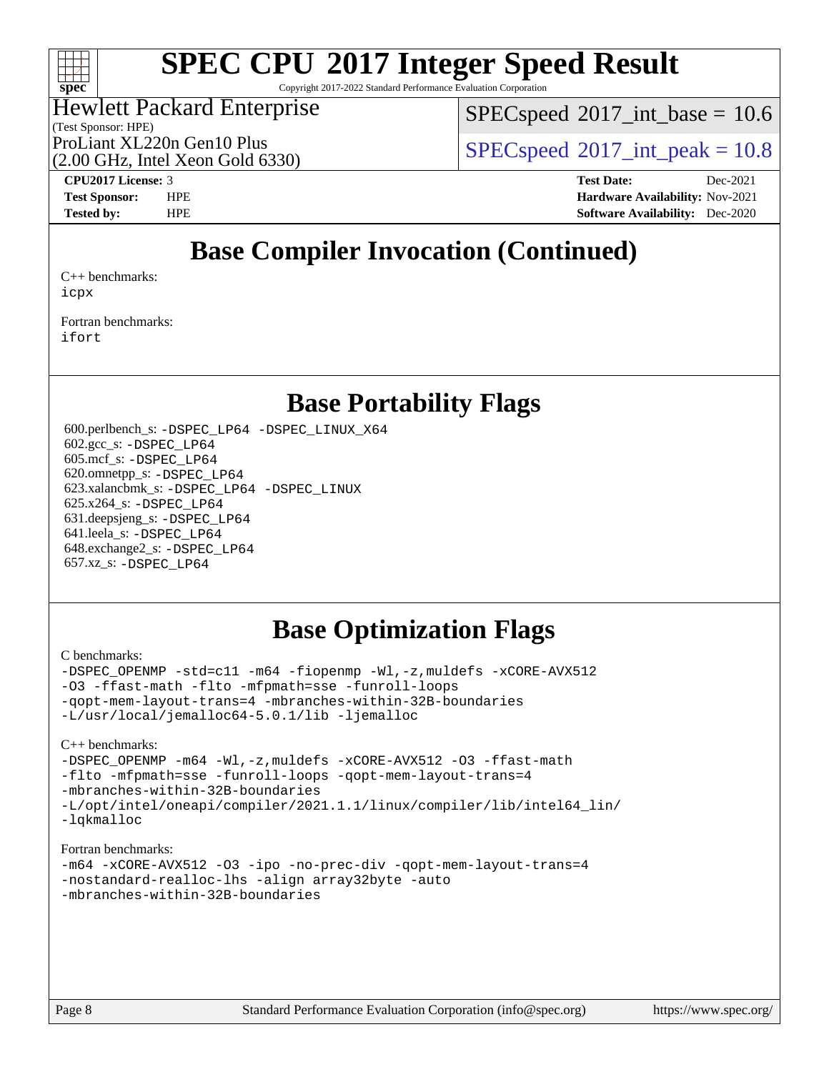# Base Compiler Invocation (Continued)

C++ benchmarks:
icpx

Fortran benchmarks:
ifort

# Base Portability Flags

600.perlbench_s: -DSPEC_LP64 -DSPEC_LINUX_X64
602.gcc_s: -DSPEC_LP64
605.mcf_s: -DSPEC_LP64
620.omnetpp_s: -DSPEC_LP64
623.xalancbmk_s: -DSPEC_LP64 -DSPEC_LINUX
625.x264_s: -DSPEC_LP64
631.deepsjeng_s: -DSPEC_LP64
641.leela_s: -DSPEC_LP64
648.exchange2_s: -DSPEC_LP64
657.xz_s: -DSPEC_LP64

# Base Optimization Flags

C benchmarks:

```
-DSPEC_OPENMP -std=c11 -m64 -fiopenmp -Wl,-z,muldefs -xCORE-AVX512
-O3 -ffast-math -flto -mfpmath=sse -funroll-loops
-qopt-mem-layout-trans=4 -mbranches-within-32B-boundaries
-L/usr/local/jemalloc64-5.0.1/lib -ljemalloc
```

C++ benchmarks:

```
-DSPEC_OPENMP -m64 -Wl,-z,muldefs -xCORE-AVX512 -O3 -ffast-math
-flto -mfpmath=sse -funroll-loops -qopt-mem-layout-trans=4
-mbranches-within-32B-boundaries
-L/opt/intel/oneapi/compiler/2021.1.1/linux/compiler/lib/intel64_lin/
-lqkmalloc
```

Fortran benchmarks:

```
-m64 -xCORE-AVX512 -O3 -ipo -no-prec-div -qopt-mem-layout-trans=4
-nostandard-realloc-lhs -align array32byte -auto
-mbranches-within-32B-boundaries
```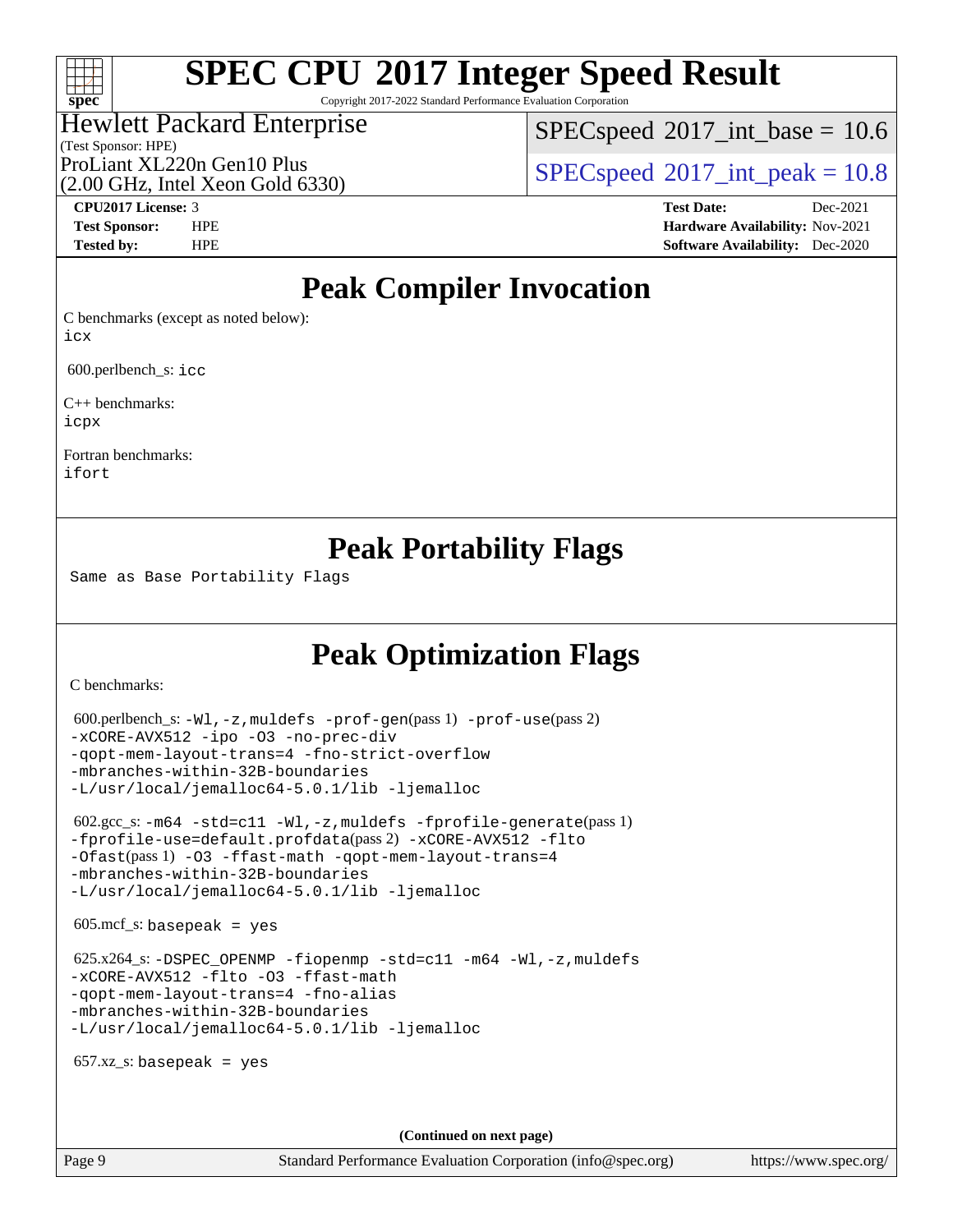# SPEC CPU 2017 Integer Speed Result

Copyright 2017-2022 Standard Performance Evaluation Corporation

**Hewlett Packard Enterprise**
(Test Sponsor: HPE)
ProLiant XL220n Gen10 Plus
(2.00 GHz, Intel Xeon Gold 6330)

SPECspeed 2017_int_base = 10.6
SPECspeed 2017_int_peak = 10.8

| | | | |
|---|---|---|---|
| **CPU2017 License:** | 3 | **Test Date:** | Dec-2021 |
| **Test Sponsor:** | HPE | **Hardware Availability:** | Nov-2021 |
| **Tested by:** | HPE | **Software Availability:** | Dec-2020 |

## Peak Compiler Invocation

C benchmarks (except as noted below):
icx

600.perlbench_s: icc

C++ benchmarks:
icpx

Fortran benchmarks:
ifort

## Peak Portability Flags

Same as Base Portability Flags

## Peak Optimization Flags

C benchmarks:

600.perlbench_s: -Wl,-z,muldefs -prof-gen(pass 1) -prof-use(pass 2) -xCORE-AVX512 -ipo -O3 -no-prec-div -qopt-mem-layout-trans=4 -fno-strict-overflow -mbranches-within-32B-boundaries -L/usr/local/jemalloc64-5.0.1/lib -ljemalloc

602.gcc_s: -m64 -std=c11 -Wl,-z,muldefs -fprofile-generate(pass 1) -fprofile-use=default.profdata(pass 2) -xCORE-AVX512 -flto -Ofast(pass 1) -O3 -ffast-math -qopt-mem-layout-trans=4 -mbranches-within-32B-boundaries -L/usr/local/jemalloc64-5.0.1/lib -ljemalloc

605.mcf_s: basepeak = yes

625.x264_s: -DSPEC_OPENMP -fiopenmp -std=c11 -m64 -Wl,-z,muldefs -xCORE-AVX512 -flto -O3 -ffast-math -qopt-mem-layout-trans=4 -fno-alias -mbranches-within-32B-boundaries -L/usr/local/jemalloc64-5.0.1/lib -ljemalloc

657.xz_s: basepeak = yes

(Continued on next page)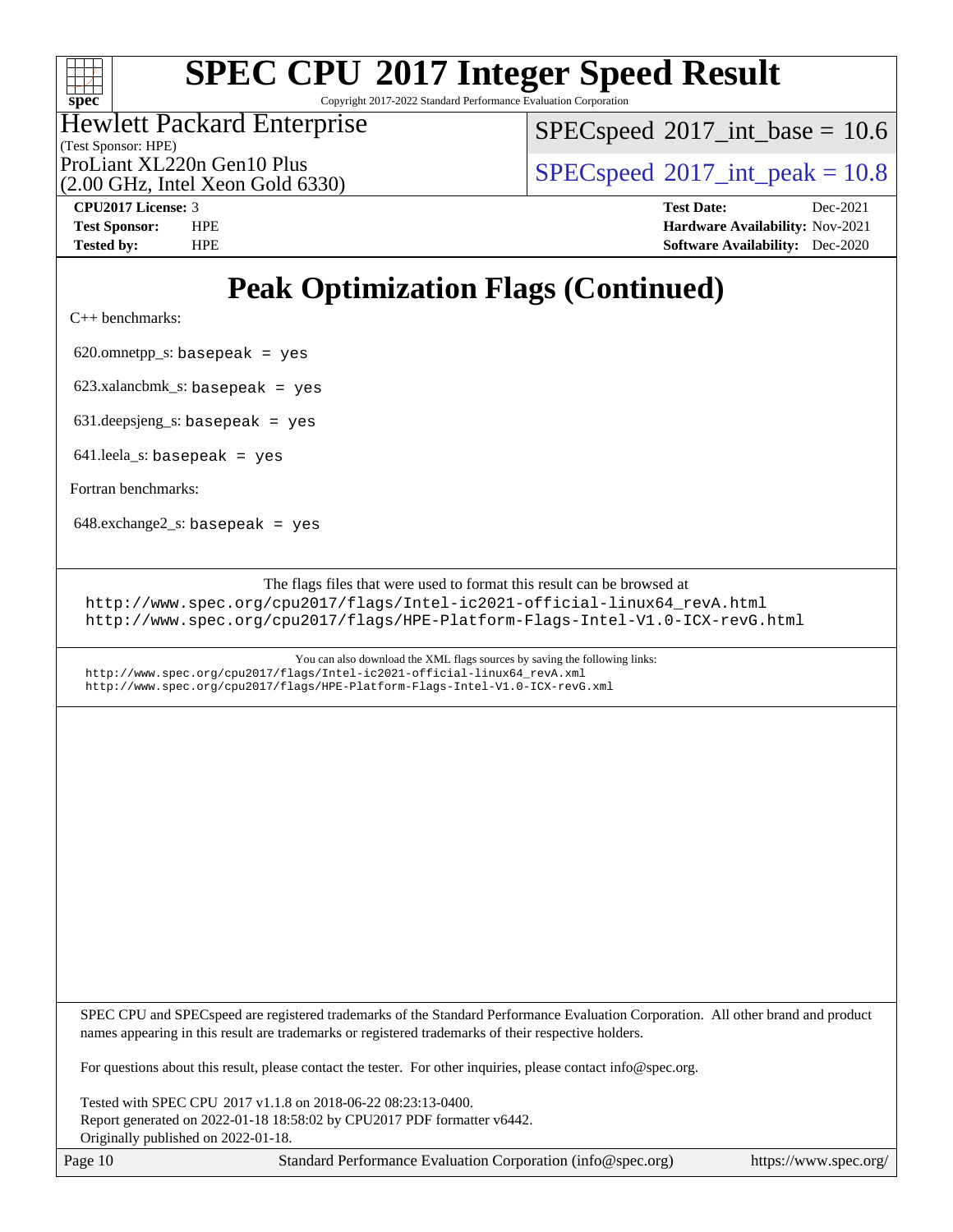# Peak Optimization Flags (Continued)

C++ benchmarks:

620.omnetpp_s: `basepeak = yes`

623.xalancbmk_s: `basepeak = yes`

631.deepsjeng_s: `basepeak = yes`

641.leela_s: `basepeak = yes`

Fortran benchmarks:

648.exchange2_s: `basepeak = yes`

The flags files that were used to format this result can be browsed at
http://www.spec.org/cpu2017/flags/Intel-ic2021-official-linux64_revA.html
http://www.spec.org/cpu2017/flags/HPE-Platform-Flags-Intel-V1.0-ICX-revG.html

You can also download the XML flags sources by saving the following links:
http://www.spec.org/cpu2017/flags/Intel-ic2021-official-linux64_revA.xml
http://www.spec.org/cpu2017/flags/HPE-Platform-Flags-Intel-V1.0-ICX-revG.xml

SPEC CPU and SPECspeed are registered trademarks of the Standard Performance Evaluation Corporation. All other brand and product names appearing in this result are trademarks or registered trademarks of their respective holders.

For questions about this result, please contact the tester. For other inquiries, please contact info@spec.org.

Tested with SPEC CPU 2017 v1.1.8 on 2018-06-22 08:23:13-0400.
Report generated on 2022-01-18 18:58:02 by CPU2017 PDF formatter v6442.
Originally published on 2022-01-18.